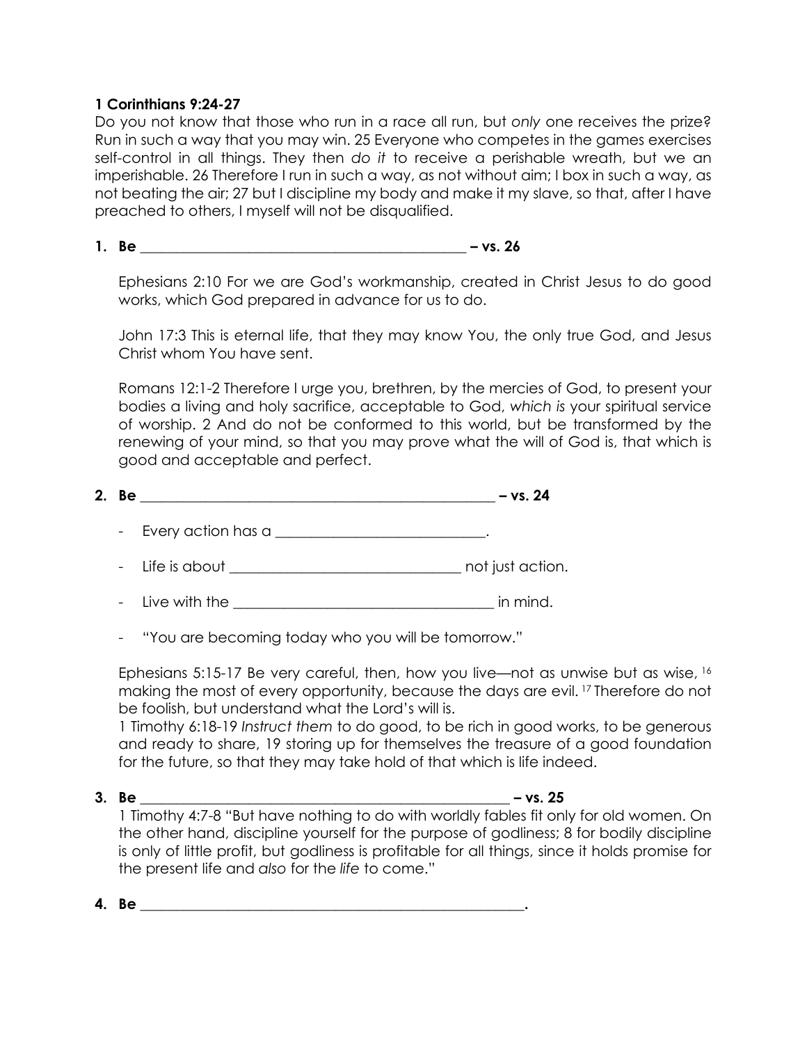**1 Corinthians 9:24-27**

Do you not know that those who run in a race all run, but *only* one receives the prize? Run in such a way that you may win. 25 Everyone who competes in the games exercises self-control in all things. They then *do it* to receive a perishable wreath, but we an imperishable. 26 Therefore I run in such a way, as not without aim; I box in such a way, as not beating the air; 27 but I discipline my body and make it my slave, so that, after I have preached to others, I myself will not be disqualified.

**1. Be _______________________________________________ – vs. 26**

Ephesians 2:10 For we are God's workmanship, created in Christ Jesus to do good works, which God prepared in advance for us to do.

John 17:3 This is eternal life, that they may know You, the only true God, and Jesus Christ whom You have sent.

Romans 12:1-2 Therefore I urge you, brethren, by the mercies of God, to present your bodies a living and holy sacrifice, acceptable to God, *which is* your spiritual service of worship. 2 And do not be conformed to this world, but be transformed by the renewing of your mind, so that you may prove what the will of God is, that which is good and acceptable and perfect.

**2. Be ___________________________________________________ – vs. 24**

- Every action has a ____________________________.
- Life is about ________________________________ not just action.
- Live with the ___________________________________ in mind.
- "You are becoming today who you will be tomorrow."

Ephesians 5:15-17 Be very careful, then, how you live—not as unwise but as wise, [16] making the most of every opportunity, because the days are evil. [17] Therefore do not be foolish, but understand what the Lord's will is.

1 Timothy 6:18-19 *Instruct them* to do good, to be rich in good works, to be generous and ready to share, 19 storing up for themselves the treasure of a good foundation for the future, so that they may take hold of that which is life indeed.

**3. Be _____________________________________________________ – vs. 25**

1 Timothy 4:7-8 "But have nothing to do with worldly fables fit only for old women. On the other hand, discipline yourself for the purpose of godliness; 8 for bodily discipline is only of little profit, but godliness is profitable for all things, since it holds promise for the present life and *also* for the *life* to come."

**4. Be ______________________________________________________.**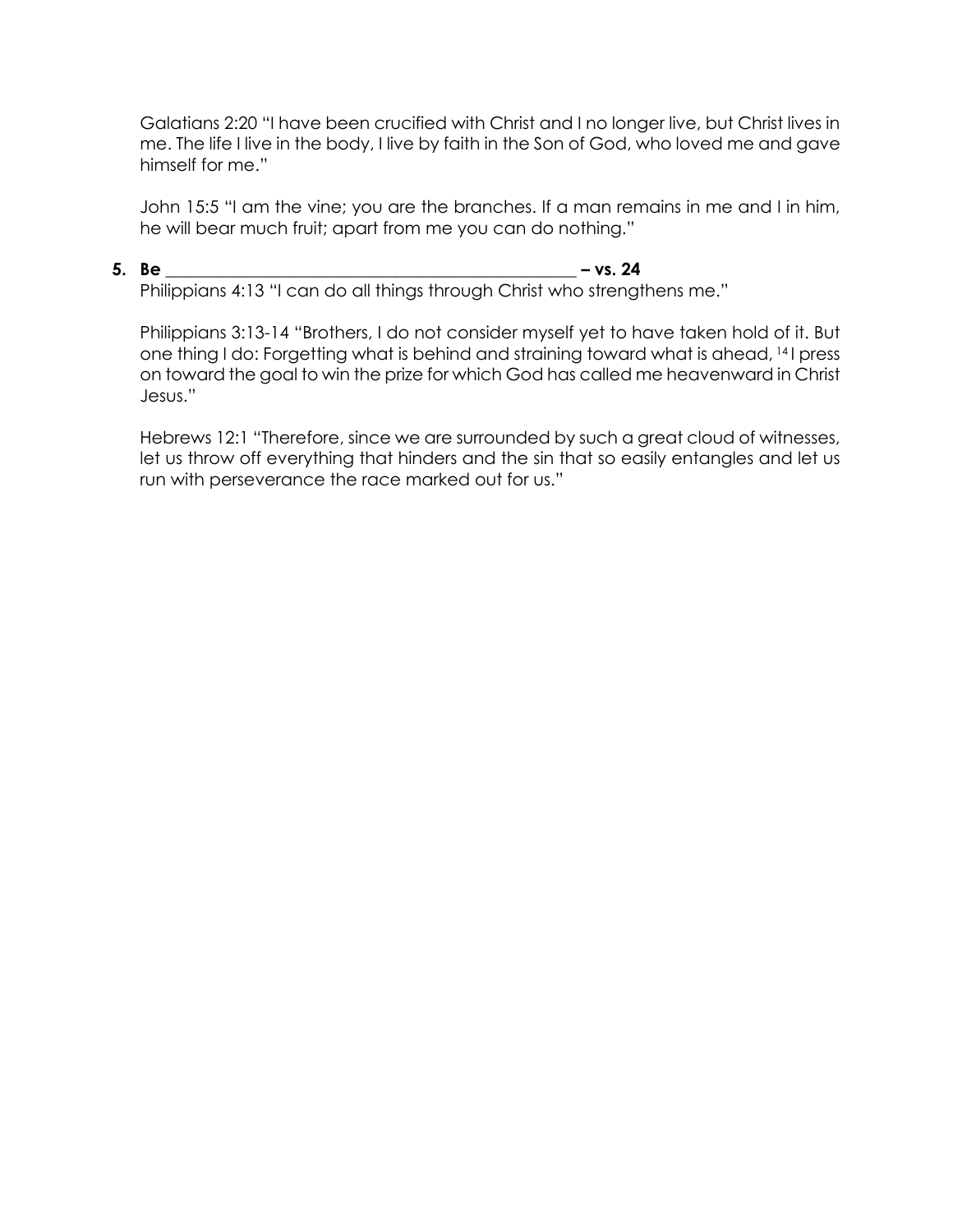Galatians 2:20 "I have been crucified with Christ and I no longer live, but Christ lives in me. The life I live in the body, I live by faith in the Son of God, who loved me and gave himself for me."

John 15:5 "I am the vine; you are the branches. If a man remains in me and I in him, he will bear much fruit; apart from me you can do nothing."

**5. Be ______________________________________________ – vs. 24**

Philippians 4:13 "I can do all things through Christ who strengthens me."

Philippians 3:13-14 "Brothers, I do not consider myself yet to have taken hold of it. But one thing I do: Forgetting what is behind and straining toward what is ahead, [14] I press on toward the goal to win the prize for which God has called me heavenward in Christ Jesus."

Hebrews 12:1 "Therefore, since we are surrounded by such a great cloud of witnesses, let us throw off everything that hinders and the sin that so easily entangles and let us run with perseverance the race marked out for us."